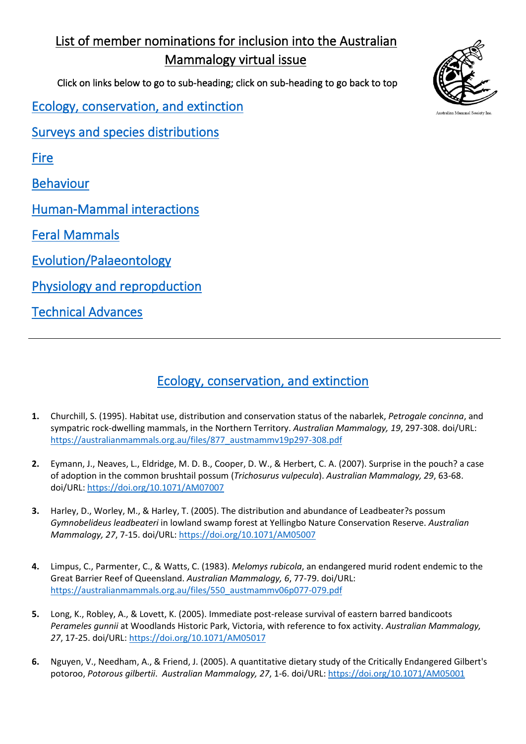# List of member nominations for inclusion into the Australian Mammalogy virtual issue

Click on links below to go to sub-heading; click on sub-heading to go back to top

Australian Mammal Society Inc.

[Ecology, conservation, and extinction](#ecology-conservation-and-extinction)

[Surveys and species distributions](#surveys-and-species-distributions)

[Fire](#fire)

[Behaviour](#behaviour)

[Human-Mammal interactions](#human-mammal-interactions)

[Feral Mammals](#feral-mammals)

[Evolution/Palaeontology](#evolutionpalaeontology)

[Physiology and repropduction](#physiology-and-repropduction)

[Technical Advances](#technical-advances)

---

## Ecology, conservation, and extinction

1. Churchill, S. (1995). Habitat use, distribution and conservation status of the nabarlek, *Petrogale concinna*, and sympatric rock-dwelling mammals, in the Northern Territory. *Australian Mammalogy, 19*, 297-308. doi/URL: https://australianmammals.org.au/files/877_austmammv19p297-308.pdf

2. Eymann, J., Neaves, L., Eldridge, M. D. B., Cooper, D. W., & Herbert, C. A. (2007). Surprise in the pouch? a case of adoption in the common brushtail possum (*Trichosurus vulpecula*). *Australian Mammalogy, 29*, 63-68. doi/URL: https://doi.org/10.1071/AM07007

3. Harley, D., Worley, M., & Harley, T. (2005). The distribution and abundance of Leadbeater?s possum *Gymnobelideus leadbeateri* in lowland swamp forest at Yellingbo Nature Conservation Reserve. *Australian Mammalogy, 27*, 7-15. doi/URL: https://doi.org/10.1071/AM05007

4. Limpus, C., Parmenter, C., & Watts, C. (1983). *Melomys rubicola*, an endangered murid rodent endemic to the Great Barrier Reef of Queensland. *Australian Mammalogy, 6*, 77-79. doi/URL: https://australianmammals.org.au/files/550_austmammv06p077-079.pdf

5. Long, K., Robley, A., & Lovett, K. (2005). Immediate post-release survival of eastern barred bandicoots *Perameles gunnii* at Woodlands Historic Park, Victoria, with reference to fox activity. *Australian Mammalogy, 27*, 17-25. doi/URL: https://doi.org/10.1071/AM05017

6. Nguyen, V., Needham, A., & Friend, J. (2005). A quantitative dietary study of the Critically Endangered Gilbert's potoroo, *Potorous gilbertii*. *Australian Mammalogy, 27*, 1-6. doi/URL: https://doi.org/10.1071/AM05001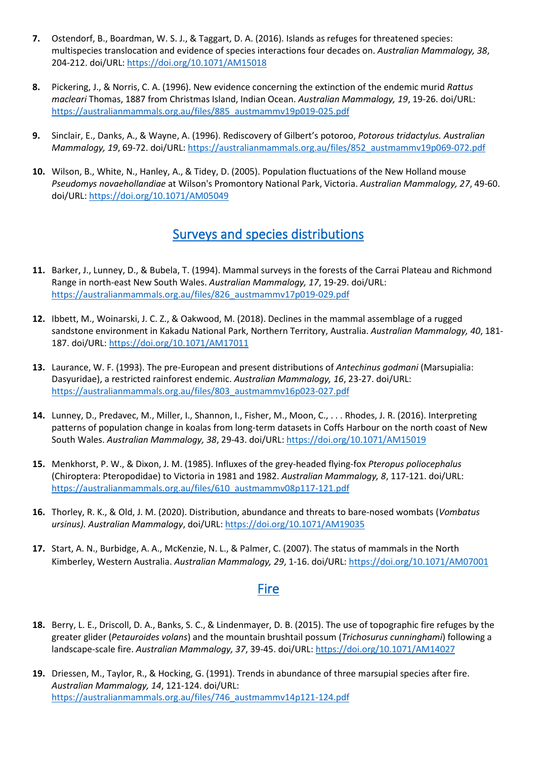7. Ostendorf, B., Boardman, W. S. J., & Taggart, D. A. (2016). Islands as refuges for threatened species: multispecies translocation and evidence of species interactions four decades on. *Australian Mammalogy, 38*, 204-212. doi/URL: https://doi.org/10.1071/AM15018

8. Pickering, J., & Norris, C. A. (1996). New evidence concerning the extinction of the endemic murid *Rattus macleari* Thomas, 1887 from Christmas Island, Indian Ocean. *Australian Mammalogy, 19*, 19-26. doi/URL: https://australianmammals.org.au/files/885_austmammv19p019-025.pdf

9. Sinclair, E., Danks, A., & Wayne, A. (1996). Rediscovery of Gilbert's potoroo, *Potorous tridactylus. Australian Mammalogy, 19*, 69-72. doi/URL: https://australianmammals.org.au/files/852_austmammv19p069-072.pdf

10. Wilson, B., White, N., Hanley, A., & Tidey, D. (2005). Population fluctuations of the New Holland mouse *Pseudomys novaehollandiae* at Wilson's Promontory National Park, Victoria. *Australian Mammalogy, 27*, 49-60. doi/URL: https://doi.org/10.1071/AM05049

## Surveys and species distributions

11. Barker, J., Lunney, D., & Bubela, T. (1994). Mammal surveys in the forests of the Carrai Plateau and Richmond Range in north-east New South Wales. *Australian Mammalogy, 17*, 19-29. doi/URL: https://australianmammals.org.au/files/826_austmammv17p019-029.pdf

12. Ibbett, M., Woinarski, J. C. Z., & Oakwood, M. (2018). Declines in the mammal assemblage of a rugged sandstone environment in Kakadu National Park, Northern Territory, Australia. *Australian Mammalogy, 40*, 181-187. doi/URL: https://doi.org/10.1071/AM17011

13. Laurance, W. F. (1993). The pre-European and present distributions of *Antechinus godmani* (Marsupialia: Dasyuridae), a restricted rainforest endemic. *Australian Mammalogy, 16*, 23-27. doi/URL: https://australianmammals.org.au/files/803_austmammv16p023-027.pdf

14. Lunney, D., Predavec, M., Miller, I., Shannon, I., Fisher, M., Moon, C., . . . Rhodes, J. R. (2016). Interpreting patterns of population change in koalas from long-term datasets in Coffs Harbour on the north coast of New South Wales. *Australian Mammalogy, 38*, 29-43. doi/URL: https://doi.org/10.1071/AM15019

15. Menkhorst, P. W., & Dixon, J. M. (1985). Influxes of the grey-headed flying-fox *Pteropus poliocephalus* (Chiroptera: Pteropodidae) to Victoria in 1981 and 1982. *Australian Mammalogy, 8*, 117-121. doi/URL: https://australianmammals.org.au/files/610_austmammv08p117-121.pdf

16. Thorley, R. K., & Old, J. M. (2020). Distribution, abundance and threats to bare-nosed wombats (*Vombatus ursinus). Australian Mammalogy*, doi/URL: https://doi.org/10.1071/AM19035

17. Start, A. N., Burbidge, A. A., McKenzie, N. L., & Palmer, C. (2007). The status of mammals in the North Kimberley, Western Australia. *Australian Mammalogy, 29*, 1-16. doi/URL: https://doi.org/10.1071/AM07001

## Fire

18. Berry, L. E., Driscoll, D. A., Banks, S. C., & Lindenmayer, D. B. (2015). The use of topographic fire refuges by the greater glider (*Petauroides volans*) and the mountain brushtail possum (*Trichosurus cunninghami*) following a landscape-scale fire. *Australian Mammalogy, 37*, 39-45. doi/URL: https://doi.org/10.1071/AM14027

19. Driessen, M., Taylor, R., & Hocking, G. (1991). Trends in abundance of three marsupial species after fire. *Australian Mammalogy, 14*, 121-124. doi/URL: https://australianmammals.org.au/files/746_austmammv14p121-124.pdf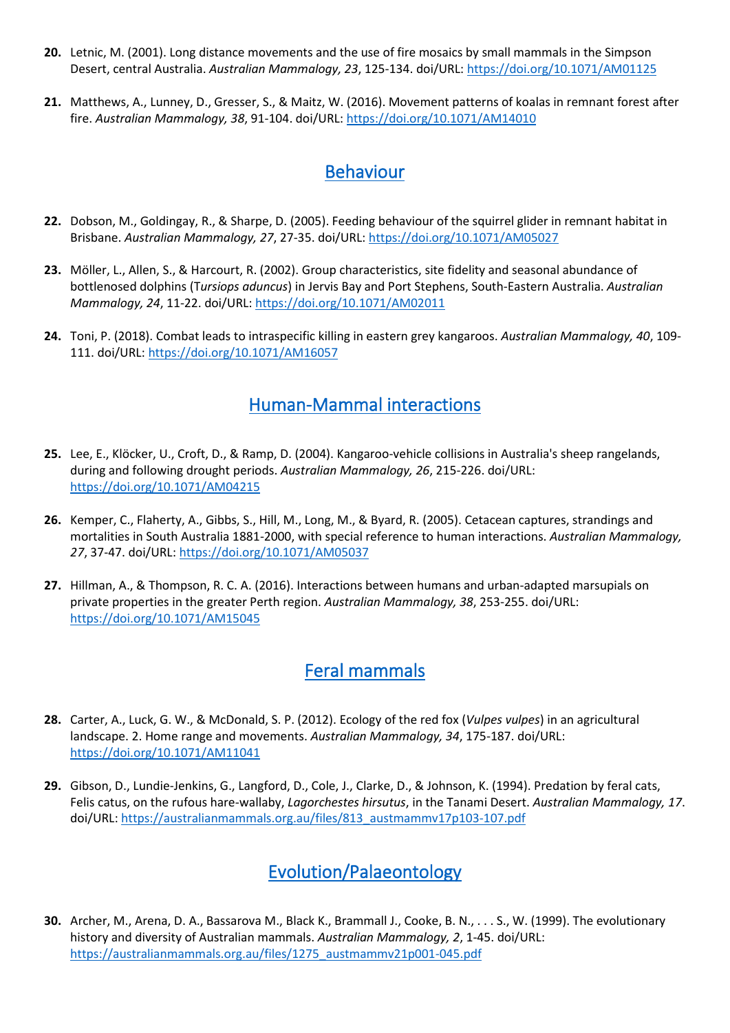20. Letnic, M. (2001). Long distance movements and the use of fire mosaics by small mammals in the Simpson Desert, central Australia. *Australian Mammalogy, 23*, 125-134. doi/URL: https://doi.org/10.1071/AM01125

21. Matthews, A., Lunney, D., Gresser, S., & Maitz, W. (2016). Movement patterns of koalas in remnant forest after fire. *Australian Mammalogy, 38*, 91-104. doi/URL: https://doi.org/10.1071/AM14010

## Behaviour

22. Dobson, M., Goldingay, R., & Sharpe, D. (2005). Feeding behaviour of the squirrel glider in remnant habitat in Brisbane. *Australian Mammalogy, 27*, 27-35. doi/URL: https://doi.org/10.1071/AM05027

23. Möller, L., Allen, S., & Harcourt, R. (2002). Group characteristics, site fidelity and seasonal abundance of bottlenosed dolphins (T*ursiops aduncus*) in Jervis Bay and Port Stephens, South-Eastern Australia. *Australian Mammalogy, 24*, 11-22. doi/URL: https://doi.org/10.1071/AM02011

24. Toni, P. (2018). Combat leads to intraspecific killing in eastern grey kangaroos. *Australian Mammalogy, 40*, 109-111. doi/URL: https://doi.org/10.1071/AM16057

## Human-Mammal interactions

25. Lee, E., Klöcker, U., Croft, D., & Ramp, D. (2004). Kangaroo-vehicle collisions in Australia's sheep rangelands, during and following drought periods. *Australian Mammalogy, 26*, 215-226. doi/URL: https://doi.org/10.1071/AM04215

26. Kemper, C., Flaherty, A., Gibbs, S., Hill, M., Long, M., & Byard, R. (2005). Cetacean captures, strandings and mortalities in South Australia 1881-2000, with special reference to human interactions. *Australian Mammalogy, 27*, 37-47. doi/URL: https://doi.org/10.1071/AM05037

27. Hillman, A., & Thompson, R. C. A. (2016). Interactions between humans and urban-adapted marsupials on private properties in the greater Perth region. *Australian Mammalogy, 38*, 253-255. doi/URL: https://doi.org/10.1071/AM15045

## Feral mammals

28. Carter, A., Luck, G. W., & McDonald, S. P. (2012). Ecology of the red fox (*Vulpes vulpes*) in an agricultural landscape. 2. Home range and movements. *Australian Mammalogy, 34*, 175-187. doi/URL: https://doi.org/10.1071/AM11041

29. Gibson, D., Lundie-Jenkins, G., Langford, D., Cole, J., Clarke, D., & Johnson, K. (1994). Predation by feral cats, Felis catus, on the rufous hare-wallaby, *Lagorchestes hirsutus*, in the Tanami Desert. *Australian Mammalogy, 17*. doi/URL: https://australianmammals.org.au/files/813_austmammv17p103-107.pdf

## Evolution/Palaeontology

30. Archer, M., Arena, D. A., Bassarova M., Black K., Brammall J., Cooke, B. N., . . . S., W. (1999). The evolutionary history and diversity of Australian mammals. *Australian Mammalogy, 2*, 1-45. doi/URL: https://australianmammals.org.au/files/1275_austmammv21p001-045.pdf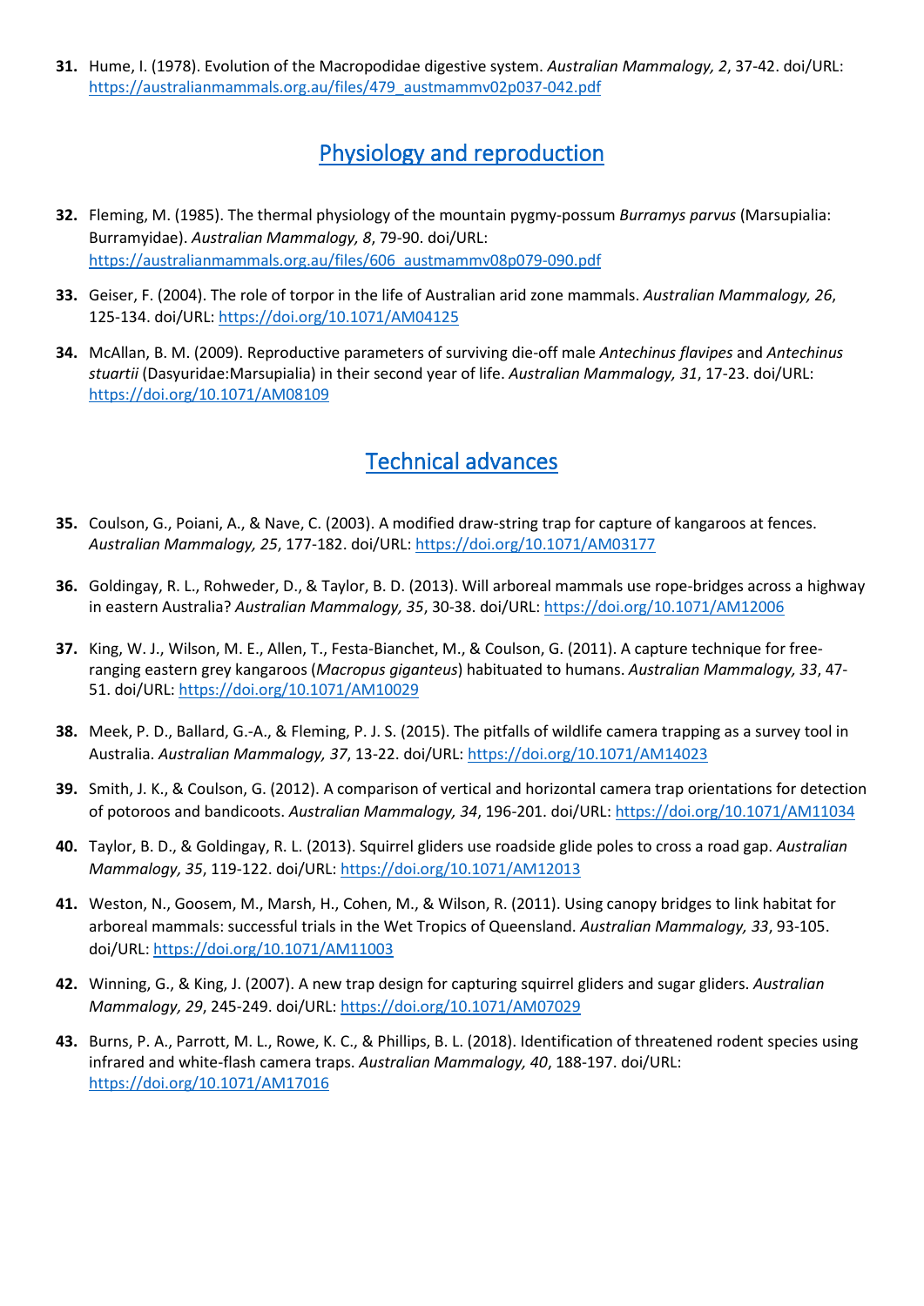31. Hume, I. (1978). Evolution of the Macropodidae digestive system. *Australian Mammalogy, 2*, 37-42. doi/URL: https://australianmammals.org.au/files/479_austmammv02p037-042.pdf

## Physiology and reproduction

32. Fleming, M. (1985). The thermal physiology of the mountain pygmy-possum *Burramys parvus* (Marsupialia: Burramyidae). *Australian Mammalogy, 8*, 79-90. doi/URL: https://australianmammals.org.au/files/606_austmammv08p079-090.pdf

33. Geiser, F. (2004). The role of torpor in the life of Australian arid zone mammals. *Australian Mammalogy, 26*, 125-134. doi/URL: https://doi.org/10.1071/AM04125

34. McAllan, B. M. (2009). Reproductive parameters of surviving die-off male *Antechinus flavipes* and *Antechinus stuartii* (Dasyuridae:Marsupialia) in their second year of life. *Australian Mammalogy, 31*, 17-23. doi/URL: https://doi.org/10.1071/AM08109

## Technical advances

35. Coulson, G., Poiani, A., & Nave, C. (2003). A modified draw-string trap for capture of kangaroos at fences. *Australian Mammalogy, 25*, 177-182. doi/URL: https://doi.org/10.1071/AM03177

36. Goldingay, R. L., Rohweder, D., & Taylor, B. D. (2013). Will arboreal mammals use rope-bridges across a highway in eastern Australia? *Australian Mammalogy, 35*, 30-38. doi/URL: https://doi.org/10.1071/AM12006

37. King, W. J., Wilson, M. E., Allen, T., Festa-Bianchet, M., & Coulson, G. (2011). A capture technique for free-ranging eastern grey kangaroos (*Macropus giganteus*) habituated to humans. *Australian Mammalogy, 33*, 47-51. doi/URL: https://doi.org/10.1071/AM10029

38. Meek, P. D., Ballard, G.-A., & Fleming, P. J. S. (2015). The pitfalls of wildlife camera trapping as a survey tool in Australia. *Australian Mammalogy, 37*, 13-22. doi/URL: https://doi.org/10.1071/AM14023

39. Smith, J. K., & Coulson, G. (2012). A comparison of vertical and horizontal camera trap orientations for detection of potoroos and bandicoots. *Australian Mammalogy, 34*, 196-201. doi/URL: https://doi.org/10.1071/AM11034

40. Taylor, B. D., & Goldingay, R. L. (2013). Squirrel gliders use roadside glide poles to cross a road gap. *Australian Mammalogy, 35*, 119-122. doi/URL: https://doi.org/10.1071/AM12013

41. Weston, N., Goosem, M., Marsh, H., Cohen, M., & Wilson, R. (2011). Using canopy bridges to link habitat for arboreal mammals: successful trials in the Wet Tropics of Queensland. *Australian Mammalogy, 33*, 93-105. doi/URL: https://doi.org/10.1071/AM11003

42. Winning, G., & King, J. (2007). A new trap design for capturing squirrel gliders and sugar gliders. *Australian Mammalogy, 29*, 245-249. doi/URL: https://doi.org/10.1071/AM07029

43. Burns, P. A., Parrott, M. L., Rowe, K. C., & Phillips, B. L. (2018). Identification of threatened rodent species using infrared and white-flash camera traps. *Australian Mammalogy, 40*, 188-197. doi/URL: https://doi.org/10.1071/AM17016